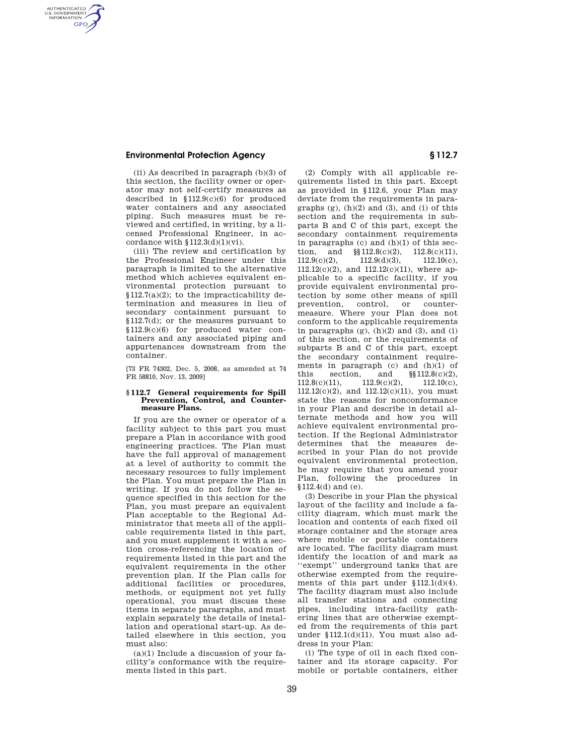(ii) As described in paragraph (b)(3) of this section, the facility owner or operator may not self-certify measures as described in §112.9(c)(6) for produced water containers and any associated piping. Such measures must be reviewed and certified, in writing, by a licensed Professional Engineer, in accordance with §112.3(d)(1)(vi).

(iii) The review and certification by the Professional Engineer under this paragraph is limited to the alternative method which achieves equivalent environmental protection pursuant to §112.7(a)(2); to the impracticability determination and measures in lieu of secondary containment pursuant to §112.7(d); or the measures pursuant to §112.9(c)(6) for produced water containers and any associated piping and appurtenances downstream from the container.

[73 FR 74302, Dec. 5, 2008, as amended at 74 FR 58810, Nov. 13, 2009]

### §112.7 General requirements for Spill Prevention, Control, and Countermeasure Plans.

If you are the owner or operator of a facility subject to this part you must prepare a Plan in accordance with good engineering practices. The Plan must have the full approval of management at a level of authority to commit the necessary resources to fully implement the Plan. You must prepare the Plan in writing. If you do not follow the sequence specified in this section for the Plan, you must prepare an equivalent Plan acceptable to the Regional Administrator that meets all of the applicable requirements listed in this part, and you must supplement it with a section cross-referencing the location of requirements listed in this part and the equivalent requirements in the other prevention plan. If the Plan calls for additional facilities or procedures, methods, or equipment not yet fully operational, you must discuss these items in separate paragraphs, and must explain separately the details of installation and operational start-up. As detailed elsewhere in this section, you must also:

(a)(1) Include a discussion of your facility's conformance with the requirements listed in this part.

(2) Comply with all applicable requirements listed in this part. Except as provided in §112.6, your Plan may deviate from the requirements in paragraphs (g), (h)(2) and (3), and (i) of this section and the requirements in subparts B and C of this part, except the secondary containment requirements in paragraphs (c) and (h)(1) of this section, and §§112.8(c)(2), 112.8(c)(11), 112.9(c)(2), 112.9(d)(3), 112.10(c), 112.12(c)(2), and 112.12(c)(11), where applicable to a specific facility, if you provide equivalent environmental protection by some other means of spill prevention, control, or countermeasure. Where your Plan does not conform to the applicable requirements in paragraphs (g), (h)(2) and (3), and (i) of this section, or the requirements of subparts B and C of this part, except the secondary containment requirements in paragraph (c) and (h)(1) of this section, and §§112.8(c)(2), 112.8(c)(11), 112.9(c)(2), 112.10(c), 112.12(c)(2), and 112.12(c)(11), you must state the reasons for nonconformance in your Plan and describe in detail alternate methods and how you will achieve equivalent environmental protection. If the Regional Administrator determines that the measures described in your Plan do not provide equivalent environmental protection, he may require that you amend your Plan, following the procedures in §112.4(d) and (e).

(3) Describe in your Plan the physical layout of the facility and include a facility diagram, which must mark the location and contents of each fixed oil storage container and the storage area where mobile or portable containers are located. The facility diagram must identify the location of and mark as "exempt" underground tanks that are otherwise exempted from the requirements of this part under §112.1(d)(4). The facility diagram must also include all transfer stations and connecting pipes, including intra-facility gathering lines that are otherwise exempted from the requirements of this part under §112.1(d)(11). You must also address in your Plan:

(i) The type of oil in each fixed container and its storage capacity. For mobile or portable containers, either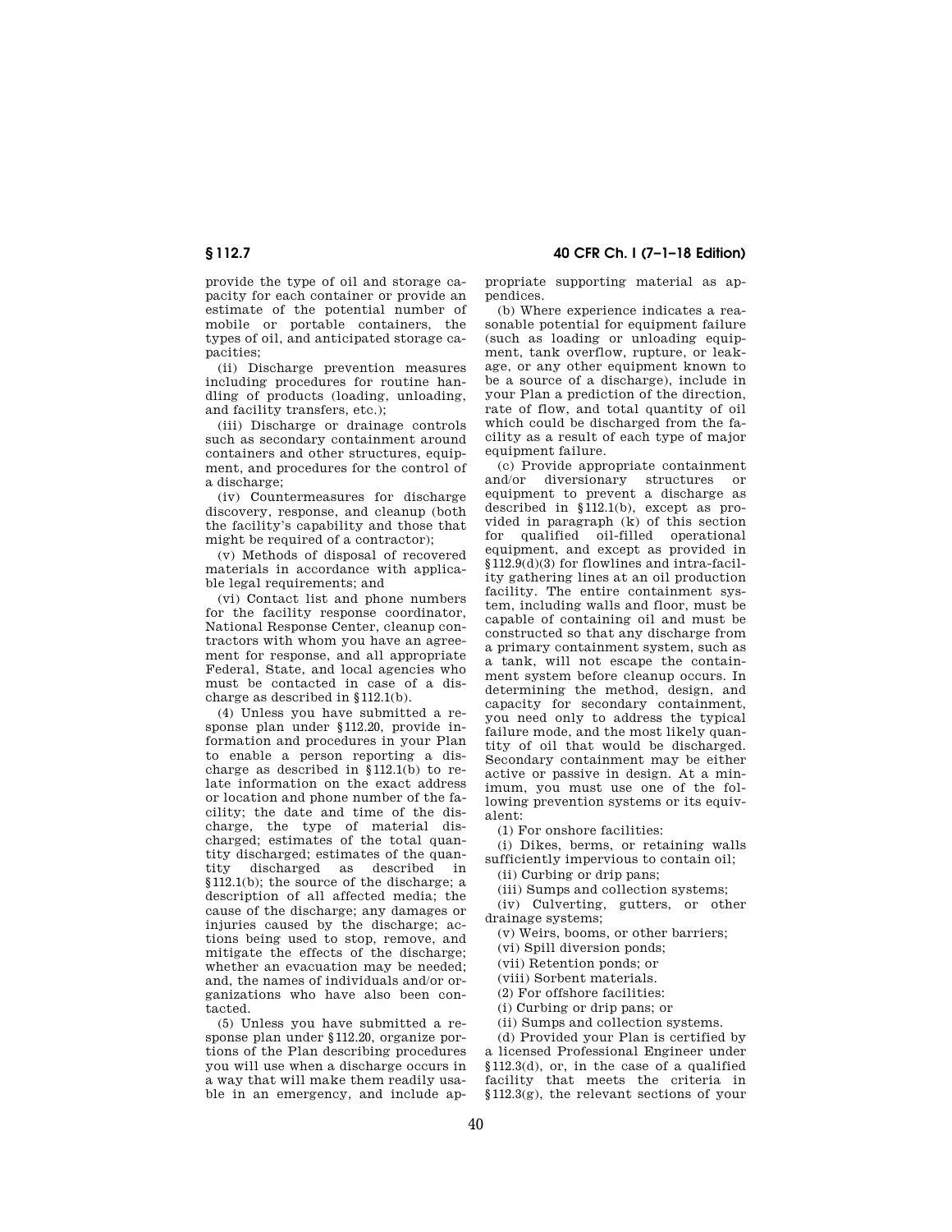provide the type of oil and storage capacity for each container or provide an estimate of the potential number of mobile or portable containers, the types of oil, and anticipated storage capacities;

(ii) Discharge prevention measures including procedures for routine handling of products (loading, unloading, and facility transfers, etc.);

(iii) Discharge or drainage controls such as secondary containment around containers and other structures, equipment, and procedures for the control of a discharge;

(iv) Countermeasures for discharge discovery, response, and cleanup (both the facility's capability and those that might be required of a contractor);

(v) Methods of disposal of recovered materials in accordance with applicable legal requirements; and

(vi) Contact list and phone numbers for the facility response coordinator, National Response Center, cleanup contractors with whom you have an agreement for response, and all appropriate Federal, State, and local agencies who must be contacted in case of a discharge as described in §112.1(b).

(4) Unless you have submitted a response plan under §112.20, provide information and procedures in your Plan to enable a person reporting a discharge as described in §112.1(b) to relate information on the exact address or location and phone number of the facility; the date and time of the discharge, the type of material discharged; estimates of the total quantity discharged; estimates of the quantity discharged as described in §112.1(b); the source of the discharge; a description of all affected media; the cause of the discharge; any damages or injuries caused by the discharge; actions being used to stop, remove, and mitigate the effects of the discharge; whether an evacuation may be needed; and, the names of individuals and/or organizations who have also been contacted.

(5) Unless you have submitted a response plan under §112.20, organize portions of the Plan describing procedures you will use when a discharge occurs in a way that will make them readily usable in an emergency, and include appropriate supporting material as appendices.

(b) Where experience indicates a reasonable potential for equipment failure (such as loading or unloading equipment, tank overflow, rupture, or leakage, or any other equipment known to be a source of a discharge), include in your Plan a prediction of the direction, rate of flow, and total quantity of oil which could be discharged from the facility as a result of each type of major equipment failure.

(c) Provide appropriate containment and/or diversionary structures or equipment to prevent a discharge as described in §112.1(b), except as provided in paragraph (k) of this section for qualified oil-filled operational equipment, and except as provided in §112.9(d)(3) for flowlines and intra-facility gathering lines at an oil production facility. The entire containment system, including walls and floor, must be capable of containing oil and must be constructed so that any discharge from a primary containment system, such as a tank, will not escape the containment system before cleanup occurs. In determining the method, design, and capacity for secondary containment, you need only to address the typical failure mode, and the most likely quantity of oil that would be discharged. Secondary containment may be either active or passive in design. At a minimum, you must use one of the following prevention systems or its equivalent:

(1) For onshore facilities:

(i) Dikes, berms, or retaining walls sufficiently impervious to contain oil;

(ii) Curbing or drip pans;

(iii) Sumps and collection systems;

(iv) Culverting, gutters, or other drainage systems;

(v) Weirs, booms, or other barriers;

(vi) Spill diversion ponds;

(vii) Retention ponds; or

(viii) Sorbent materials.

(2) For offshore facilities:

(i) Curbing or drip pans; or

(ii) Sumps and collection systems.

(d) Provided your Plan is certified by a licensed Professional Engineer under §112.3(d), or, in the case of a qualified facility that meets the criteria in §112.3(g), the relevant sections of your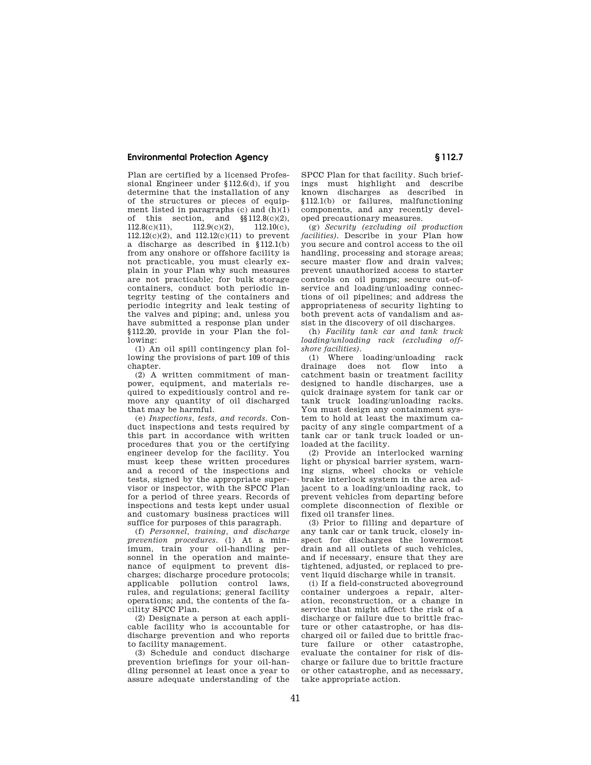Plan are certified by a licensed Professional Engineer under §112.6(d), if you determine that the installation of any of the structures or pieces of equipment listed in paragraphs (c) and (h)(1) of this section, and §§112.8(c)(2), 112.8(c)(11), 112.9(c)(2), 112.10(c), 112.12(c)(2), and 112.12(c)(11) to prevent a discharge as described in §112.1(b) from any onshore or offshore facility is not practicable, you must clearly explain in your Plan why such measures are not practicable; for bulk storage containers, conduct both periodic integrity testing of the containers and periodic integrity and leak testing of the valves and piping; and, unless you have submitted a response plan under §112.20, provide in your Plan the following:

(1) An oil spill contingency plan following the provisions of part 109 of this chapter.

(2) A written commitment of manpower, equipment, and materials required to expeditiously control and remove any quantity of oil discharged that may be harmful.

(e) *Inspections, tests, and records.* Conduct inspections and tests required by this part in accordance with written procedures that you or the certifying engineer develop for the facility. You must keep these written procedures and a record of the inspections and tests, signed by the appropriate supervisor or inspector, with the SPCC Plan for a period of three years. Records of inspections and tests kept under usual and customary business practices will suffice for purposes of this paragraph.

(f) *Personnel, training, and discharge prevention procedures.* (1) At a minimum, train your oil-handling personnel in the operation and maintenance of equipment to prevent discharges; discharge procedure protocols; applicable pollution control laws, rules, and regulations; general facility operations; and, the contents of the facility SPCC Plan.

(2) Designate a person at each applicable facility who is accountable for discharge prevention and who reports to facility management.

(3) Schedule and conduct discharge prevention briefings for your oil-handling personnel at least once a year to assure adequate understanding of the SPCC Plan for that facility. Such briefings must highlight and describe known discharges as described in §112.1(b) or failures, malfunctioning components, and any recently developed precautionary measures.

(g) *Security (excluding oil production facilities).* Describe in your Plan how you secure and control access to the oil handling, processing and storage areas; secure master flow and drain valves; prevent unauthorized access to starter controls on oil pumps; secure out-of-service and loading/unloading connections of oil pipelines; and address the appropriateness of security lighting to both prevent acts of vandalism and assist in the discovery of oil discharges.

(h) *Facility tank car and tank truck loading/unloading rack (excluding offshore facilities).*

(1) Where loading/unloading rack drainage does not flow into a catchment basin or treatment facility designed to handle discharges, use a quick drainage system for tank car or tank truck loading/unloading racks. You must design any containment system to hold at least the maximum capacity of any single compartment of a tank car or tank truck loaded or unloaded at the facility.

(2) Provide an interlocked warning light or physical barrier system, warning signs, wheel chocks or vehicle brake interlock system in the area adjacent to a loading/unloading rack, to prevent vehicles from departing before complete disconnection of flexible or fixed oil transfer lines.

(3) Prior to filling and departure of any tank car or tank truck, closely inspect for discharges the lowermost drain and all outlets of such vehicles, and if necessary, ensure that they are tightened, adjusted, or replaced to prevent liquid discharge while in transit.

(i) If a field-constructed aboveground container undergoes a repair, alteration, reconstruction, or a change in service that might affect the risk of a discharge or failure due to brittle fracture or other catastrophe, or has discharged oil or failed due to brittle fracture failure or other catastrophe, evaluate the container for risk of discharge or failure due to brittle fracture or other catastrophe, and as necessary, take appropriate action.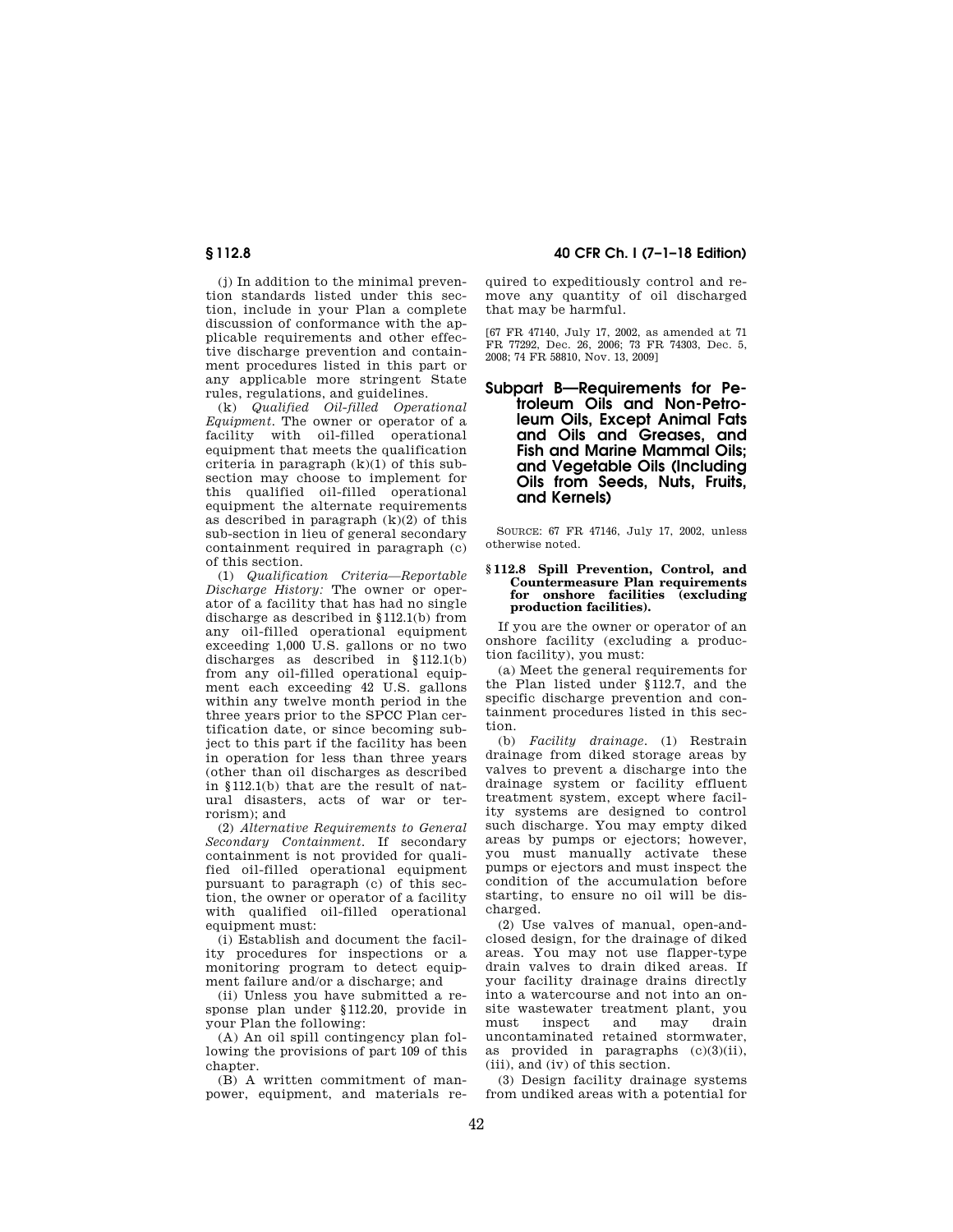(j) In addition to the minimal prevention standards listed under this section, include in your Plan a complete discussion of conformance with the applicable requirements and other effective discharge prevention and containment procedures listed in this part or any applicable more stringent State rules, regulations, and guidelines.

(k) *Qualified Oil-filled Operational Equipment.* The owner or operator of a facility with oil-filled operational equipment that meets the qualification criteria in paragraph (k)(1) of this subsection may choose to implement for this qualified oil-filled operational equipment the alternate requirements as described in paragraph (k)(2) of this sub-section in lieu of general secondary containment required in paragraph (c) of this section.

(1) *Qualification Criteria—Reportable Discharge History:* The owner or operator of a facility that has had no single discharge as described in §112.1(b) from any oil-filled operational equipment exceeding 1,000 U.S. gallons or no two discharges as described in §112.1(b) from any oil-filled operational equipment each exceeding 42 U.S. gallons within any twelve month period in the three years prior to the SPCC Plan certification date, or since becoming subject to this part if the facility has been in operation for less than three years (other than oil discharges as described in §112.1(b) that are the result of natural disasters, acts of war or terrorism); and

(2) *Alternative Requirements to General Secondary Containment.* If secondary containment is not provided for qualified oil-filled operational equipment pursuant to paragraph (c) of this section, the owner or operator of a facility with qualified oil-filled operational equipment must:

(i) Establish and document the facility procedures for inspections or a monitoring program to detect equipment failure and/or a discharge; and

(ii) Unless you have submitted a response plan under §112.20, provide in your Plan the following:

(A) An oil spill contingency plan following the provisions of part 109 of this chapter.

(B) A written commitment of manpower, equipment, and materials required to expeditiously control and remove any quantity of oil discharged that may be harmful.

[67 FR 47140, July 17, 2002, as amended at 71 FR 77292, Dec. 26, 2006; 73 FR 74303, Dec. 5, 2008; 74 FR 58810, Nov. 13, 2009]

## Subpart B—Requirements for Petroleum Oils and Non-Petroleum Oils, Except Animal Fats and Oils and Greases, and Fish and Marine Mammal Oils; and Vegetable Oils (Including Oils from Seeds, Nuts, Fruits, and Kernels)

SOURCE: 67 FR 47146, July 17, 2002, unless otherwise noted.

### §112.8 Spill Prevention, Control, and Countermeasure Plan requirements for onshore facilities (excluding production facilities).

If you are the owner or operator of an onshore facility (excluding a production facility), you must:

(a) Meet the general requirements for the Plan listed under §112.7, and the specific discharge prevention and containment procedures listed in this section.

(b) *Facility drainage.* (1) Restrain drainage from diked storage areas by valves to prevent a discharge into the drainage system or facility effluent treatment system, except where facility systems are designed to control such discharge. You may empty diked areas by pumps or ejectors; however, you must manually activate these pumps or ejectors and must inspect the condition of the accumulation before starting, to ensure no oil will be discharged.

(2) Use valves of manual, open-and-closed design, for the drainage of diked areas. You may not use flapper-type drain valves to drain diked areas. If your facility drainage drains directly into a watercourse and not into an onsite wastewater treatment plant, you must inspect and may drain uncontaminated retained stormwater, as provided in paragraphs (c)(3)(ii), (iii), and (iv) of this section.

(3) Design facility drainage systems from undiked areas with a potential for